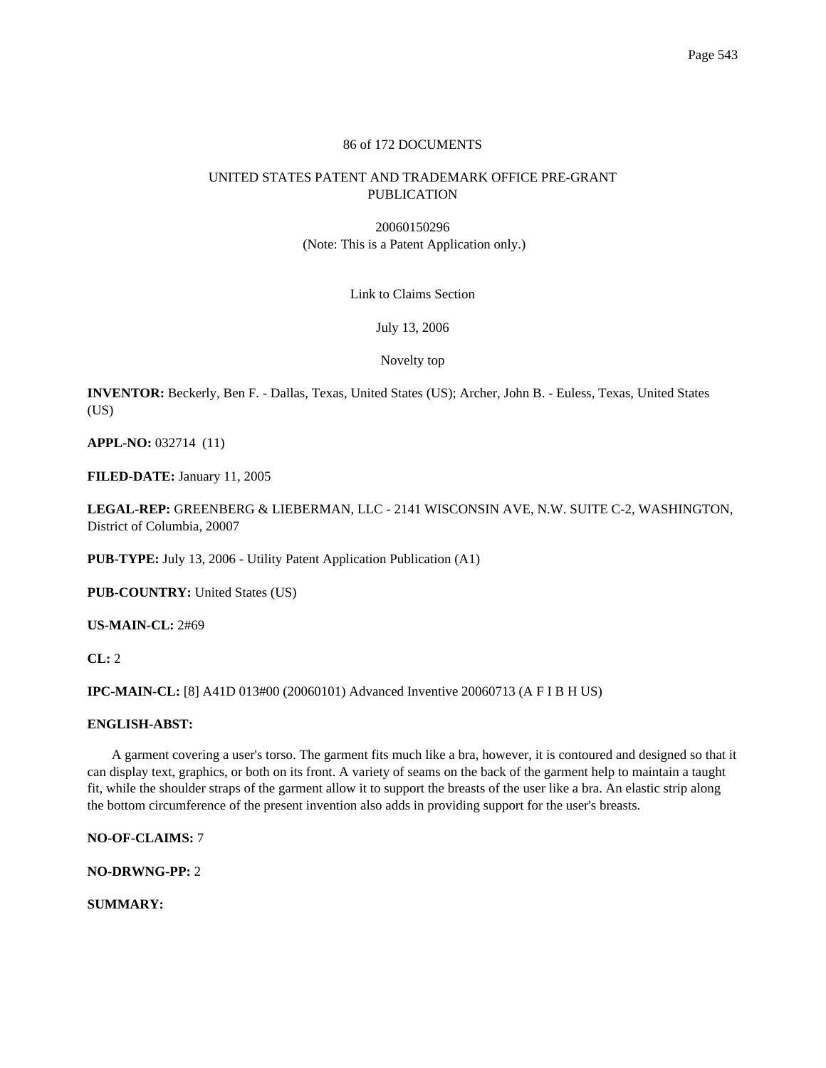86 of 172 DOCUMENTS

UNITED STATES PATENT AND TRADEMARK OFFICE PRE-GRANT PUBLICATION

20060150296
(Note: This is a Patent Application only.)

Link to Claims Section

July 13, 2006

Novelty top

**INVENTOR:** Beckerly, Ben F. - Dallas, Texas, United States (US); Archer, John B. - Euless, Texas, United States (US)

**APPL-NO:** 032714 (11)

**FILED-DATE:** January 11, 2005

**LEGAL-REP:** GREENBERG & LIEBERMAN, LLC - 2141 WISCONSIN AVE, N.W. SUITE C-2, WASHINGTON, District of Columbia, 20007

**PUB-TYPE:** July 13, 2006 - Utility Patent Application Publication (A1)

**PUB-COUNTRY:** United States (US)

**US-MAIN-CL:** 2#69

**CL:** 2

**IPC-MAIN-CL:** [8] A41D 013#00 (20060101) Advanced Inventive 20060713 (A F I B H US)

**ENGLISH-ABST:**

A garment covering a user's torso. The garment fits much like a bra, however, it is contoured and designed so that it can display text, graphics, or both on its front. A variety of seams on the back of the garment help to maintain a taught fit, while the shoulder straps of the garment allow it to support the breasts of the user like a bra. An elastic strip along the bottom circumference of the present invention also adds in providing support for the user's breasts.

**NO-OF-CLAIMS:** 7

**NO-DRWNG-PP:** 2

**SUMMARY:**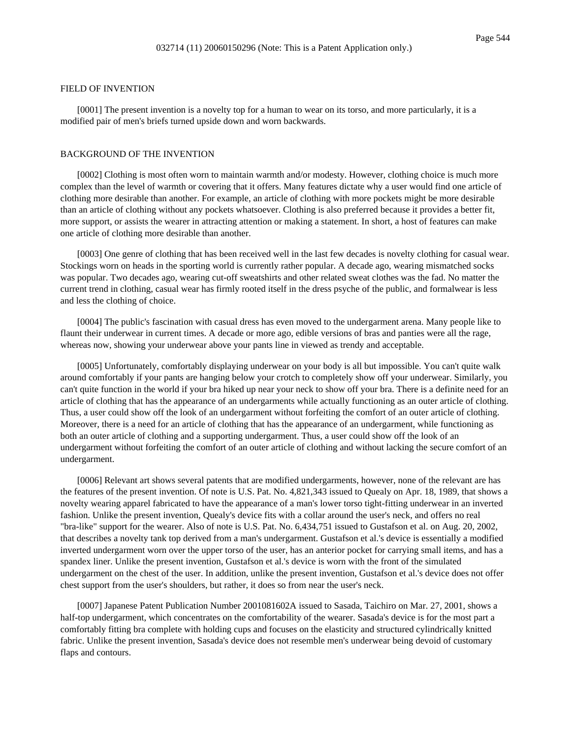## FIELD OF INVENTION

[0001] The present invention is a novelty top for a human to wear on its torso, and more particularly, it is a modified pair of men's briefs turned upside down and worn backwards.

## BACKGROUND OF THE INVENTION

[0002] Clothing is most often worn to maintain warmth and/or modesty. However, clothing choice is much more complex than the level of warmth or covering that it offers. Many features dictate why a user would find one article of clothing more desirable than another. For example, an article of clothing with more pockets might be more desirable than an article of clothing without any pockets whatsoever. Clothing is also preferred because it provides a better fit, more support, or assists the wearer in attracting attention or making a statement. In short, a host of features can make one article of clothing more desirable than another.

[0003] One genre of clothing that has been received well in the last few decades is novelty clothing for casual wear. Stockings worn on heads in the sporting world is currently rather popular. A decade ago, wearing mismatched socks was popular. Two decades ago, wearing cut-off sweatshirts and other related sweat clothes was the fad. No matter the current trend in clothing, casual wear has firmly rooted itself in the dress psyche of the public, and formalwear is less and less the clothing of choice.

[0004] The public's fascination with casual dress has even moved to the undergarment arena. Many people like to flaunt their underwear in current times. A decade or more ago, edible versions of bras and panties were all the rage, whereas now, showing your underwear above your pants line in viewed as trendy and acceptable.

[0005] Unfortunately, comfortably displaying underwear on your body is all but impossible. You can't quite walk around comfortably if your pants are hanging below your crotch to completely show off your underwear. Similarly, you can't quite function in the world if your bra hiked up near your neck to show off your bra. There is a definite need for an article of clothing that has the appearance of an undergarments while actually functioning as an outer article of clothing. Thus, a user could show off the look of an undergarment without forfeiting the comfort of an outer article of clothing. Moreover, there is a need for an article of clothing that has the appearance of an undergarment, while functioning as both an outer article of clothing and a supporting undergarment. Thus, a user could show off the look of an undergarment without forfeiting the comfort of an outer article of clothing and without lacking the secure comfort of an undergarment.

[0006] Relevant art shows several patents that are modified undergarments, however, none of the relevant are has the features of the present invention. Of note is U.S. Pat. No. 4,821,343 issued to Quealy on Apr. 18, 1989, that shows a novelty wearing apparel fabricated to have the appearance of a man's lower torso tight-fitting underwear in an inverted fashion. Unlike the present invention, Quealy's device fits with a collar around the user's neck, and offers no real "bra-like" support for the wearer. Also of note is U.S. Pat. No. 6,434,751 issued to Gustafson et al. on Aug. 20, 2002, that describes a novelty tank top derived from a man's undergarment. Gustafson et al.'s device is essentially a modified inverted undergarment worn over the upper torso of the user, has an anterior pocket for carrying small items, and has a spandex liner. Unlike the present invention, Gustafson et al.'s device is worn with the front of the simulated undergarment on the chest of the user. In addition, unlike the present invention, Gustafson et al.'s device does not offer chest support from the user's shoulders, but rather, it does so from near the user's neck.

[0007] Japanese Patent Publication Number 2001081602A issued to Sasada, Taichiro on Mar. 27, 2001, shows a half-top undergarment, which concentrates on the comfortability of the wearer. Sasada's device is for the most part a comfortably fitting bra complete with holding cups and focuses on the elasticity and structured cylindrically knitted fabric. Unlike the present invention, Sasada's device does not resemble men's underwear being devoid of customary flaps and contours.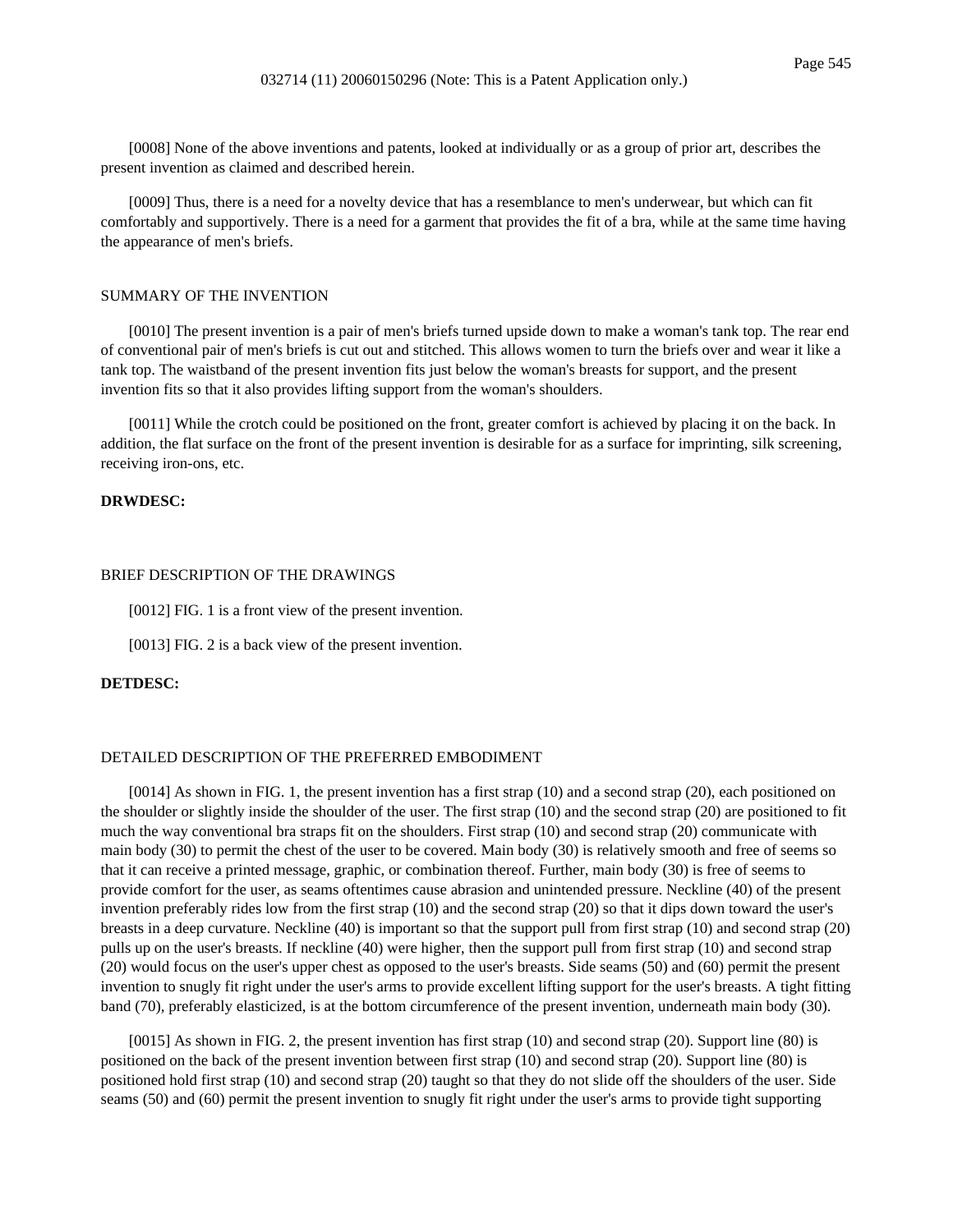[0008] None of the above inventions and patents, looked at individually or as a group of prior art, describes the present invention as claimed and described herein.

[0009] Thus, there is a need for a novelty device that has a resemblance to men's underwear, but which can fit comfortably and supportively. There is a need for a garment that provides the fit of a bra, while at the same time having the appearance of men's briefs.

## SUMMARY OF THE INVENTION

[0010] The present invention is a pair of men's briefs turned upside down to make a woman's tank top. The rear end of conventional pair of men's briefs is cut out and stitched. This allows women to turn the briefs over and wear it like a tank top. The waistband of the present invention fits just below the woman's breasts for support, and the present invention fits so that it also provides lifting support from the woman's shoulders.

[0011] While the crotch could be positioned on the front, greater comfort is achieved by placing it on the back. In addition, the flat surface on the front of the present invention is desirable for as a surface for imprinting, silk screening, receiving iron-ons, etc.

**DRWDESC:**

## BRIEF DESCRIPTION OF THE DRAWINGS

[0012] FIG. 1 is a front view of the present invention.

[0013] FIG. 2 is a back view of the present invention.

**DETDESC:**

## DETAILED DESCRIPTION OF THE PREFERRED EMBODIMENT

[0014] As shown in FIG. 1, the present invention has a first strap (10) and a second strap (20), each positioned on the shoulder or slightly inside the shoulder of the user. The first strap (10) and the second strap (20) are positioned to fit much the way conventional bra straps fit on the shoulders. First strap (10) and second strap (20) communicate with main body (30) to permit the chest of the user to be covered. Main body (30) is relatively smooth and free of seems so that it can receive a printed message, graphic, or combination thereof. Further, main body (30) is free of seems to provide comfort for the user, as seams oftentimes cause abrasion and unintended pressure. Neckline (40) of the present invention preferably rides low from the first strap (10) and the second strap (20) so that it dips down toward the user's breasts in a deep curvature. Neckline (40) is important so that the support pull from first strap (10) and second strap (20) pulls up on the user's breasts. If neckline (40) were higher, then the support pull from first strap (10) and second strap (20) would focus on the user's upper chest as opposed to the user's breasts. Side seams (50) and (60) permit the present invention to snugly fit right under the user's arms to provide excellent lifting support for the user's breasts. A tight fitting band (70), preferably elasticized, is at the bottom circumference of the present invention, underneath main body (30).

[0015] As shown in FIG. 2, the present invention has first strap (10) and second strap (20). Support line (80) is positioned on the back of the present invention between first strap (10) and second strap (20). Support line (80) is positioned hold first strap (10) and second strap (20) taught so that they do not slide off the shoulders of the user. Side seams (50) and (60) permit the present invention to snugly fit right under the user's arms to provide tight supporting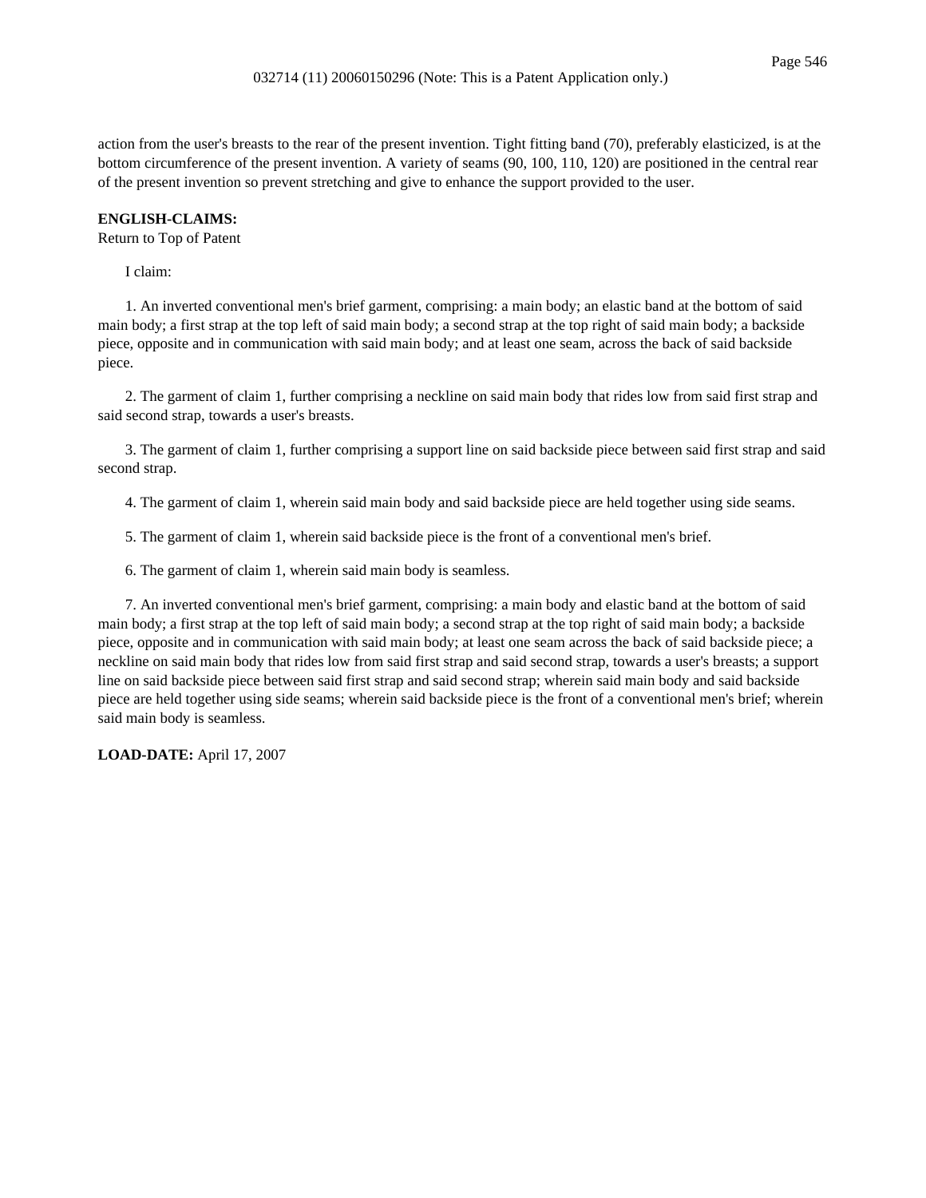action from the user's breasts to the rear of the present invention. Tight fitting band (70), preferably elasticized, is at the bottom circumference of the present invention. A variety of seams (90, 100, 110, 120) are positioned in the central rear of the present invention so prevent stretching and give to enhance the support provided to the user.

**ENGLISH-CLAIMS:**
Return to Top of Patent

I claim:

1. An inverted conventional men's brief garment, comprising: a main body; an elastic band at the bottom of said main body; a first strap at the top left of said main body; a second strap at the top right of said main body; a backside piece, opposite and in communication with said main body; and at least one seam, across the back of said backside piece.

2. The garment of claim 1, further comprising a neckline on said main body that rides low from said first strap and said second strap, towards a user's breasts.

3. The garment of claim 1, further comprising a support line on said backside piece between said first strap and said second strap.

4. The garment of claim 1, wherein said main body and said backside piece are held together using side seams.

5. The garment of claim 1, wherein said backside piece is the front of a conventional men's brief.

6. The garment of claim 1, wherein said main body is seamless.

7. An inverted conventional men's brief garment, comprising: a main body and elastic band at the bottom of said main body; a first strap at the top left of said main body; a second strap at the top right of said main body; a backside piece, opposite and in communication with said main body; at least one seam across the back of said backside piece; a neckline on said main body that rides low from said first strap and said second strap, towards a user's breasts; a support line on said backside piece between said first strap and said second strap; wherein said main body and said backside piece are held together using side seams; wherein said backside piece is the front of a conventional men's brief; wherein said main body is seamless.

**LOAD-DATE:** April 17, 2007